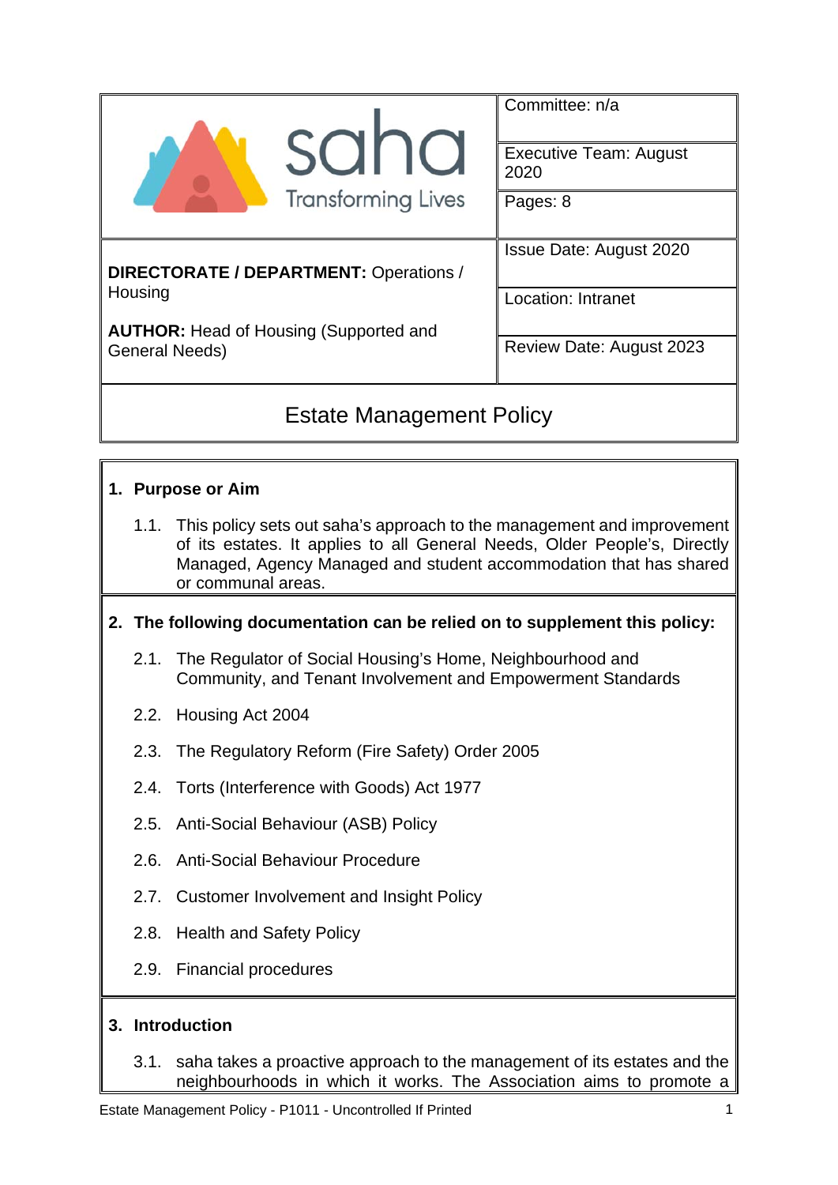| saha Transforming Lives | Committee: n/a |
|---|---|
| | Executive Team: August 2020 |
| | Pages: 8 |
| **DIRECTORATE / DEPARTMENT:** Operations / Housing<br><br>**AUTHOR:** Head of Housing (Supported and General Needs) | Issue Date: August 2020 |
| | Location: Intranet |
| | Review Date: August 2023 |

# Estate Management Policy

## 1. Purpose or Aim

1.1. This policy sets out saha's approach to the management and improvement of its estates. It applies to all General Needs, Older People's, Directly Managed, Agency Managed and student accommodation that has shared or communal areas.

## 2. The following documentation can be relied on to supplement this policy:

2.1. The Regulator of Social Housing's Home, Neighbourhood and Community, and Tenant Involvement and Empowerment Standards

2.2. Housing Act 2004

2.3. The Regulatory Reform (Fire Safety) Order 2005

2.4. Torts (Interference with Goods) Act 1977

2.5. Anti-Social Behaviour (ASB) Policy

2.6. Anti-Social Behaviour Procedure

2.7. Customer Involvement and Insight Policy

2.8. Health and Safety Policy

2.9. Financial procedures

## 3. Introduction

3.1. saha takes a proactive approach to the management of its estates and the neighbourhoods in which it works. The Association aims to promote a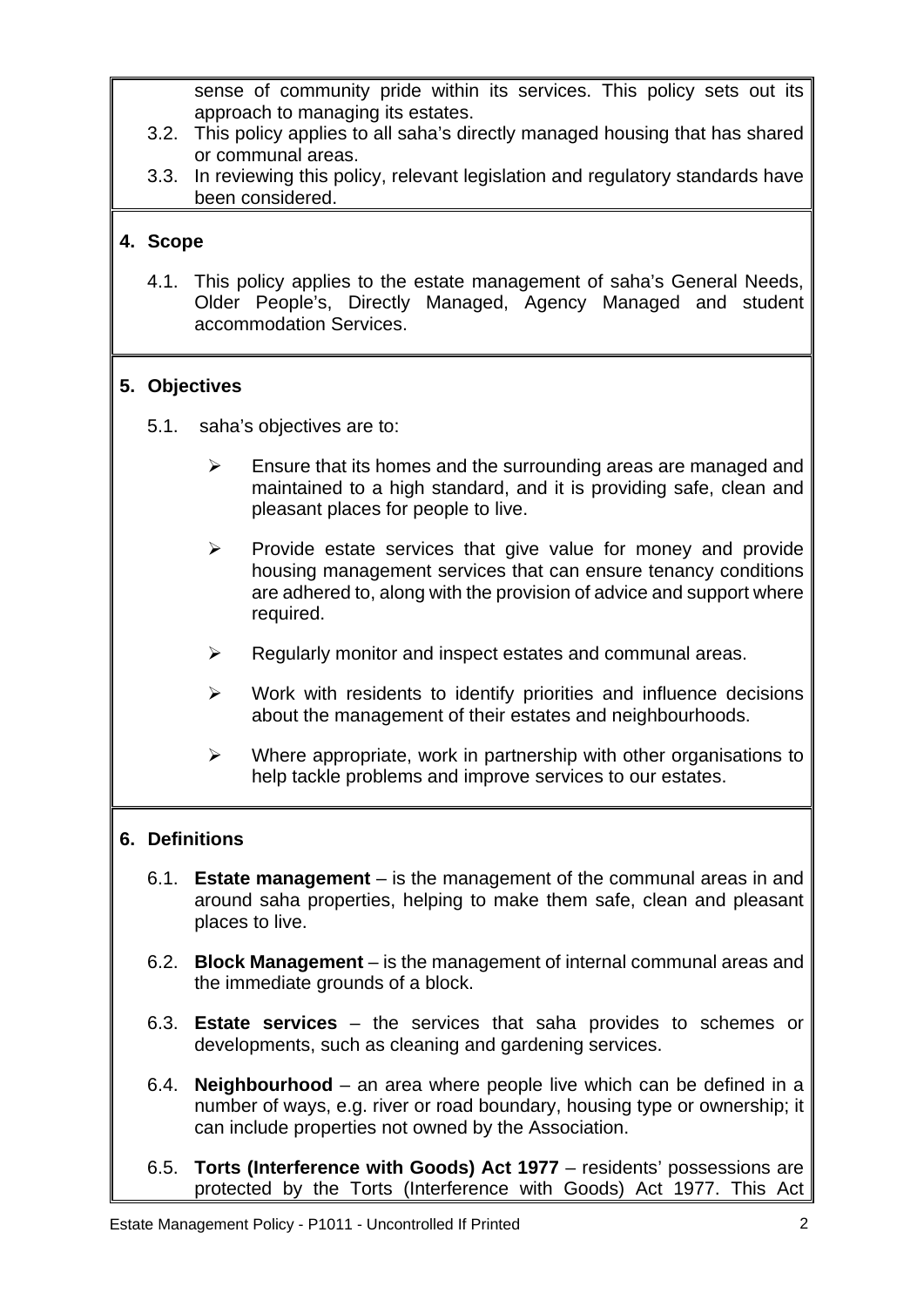sense of community pride within its services. This policy sets out its approach to managing its estates.

3.2. This policy applies to all saha's directly managed housing that has shared or communal areas.

3.3. In reviewing this policy, relevant legislation and regulatory standards have been considered.

## 4. Scope

4.1. This policy applies to the estate management of saha's General Needs, Older People's, Directly Managed, Agency Managed and student accommodation Services.

## 5. Objectives

5.1. saha's objectives are to:

- Ensure that its homes and the surrounding areas are managed and maintained to a high standard, and it is providing safe, clean and pleasant places for people to live.
- Provide estate services that give value for money and provide housing management services that can ensure tenancy conditions are adhered to, along with the provision of advice and support where required.
- Regularly monitor and inspect estates and communal areas.
- Work with residents to identify priorities and influence decisions about the management of their estates and neighbourhoods.
- Where appropriate, work in partnership with other organisations to help tackle problems and improve services to our estates.

## 6. Definitions

6.1. **Estate management** – is the management of the communal areas in and around saha properties, helping to make them safe, clean and pleasant places to live.

6.2. **Block Management** – is the management of internal communal areas and the immediate grounds of a block.

6.3. **Estate services** – the services that saha provides to schemes or developments, such as cleaning and gardening services.

6.4. **Neighbourhood** – an area where people live which can be defined in a number of ways, e.g. river or road boundary, housing type or ownership; it can include properties not owned by the Association.

6.5. **Torts (Interference with Goods) Act 1977** – residents' possessions are protected by the Torts (Interference with Goods) Act 1977. This Act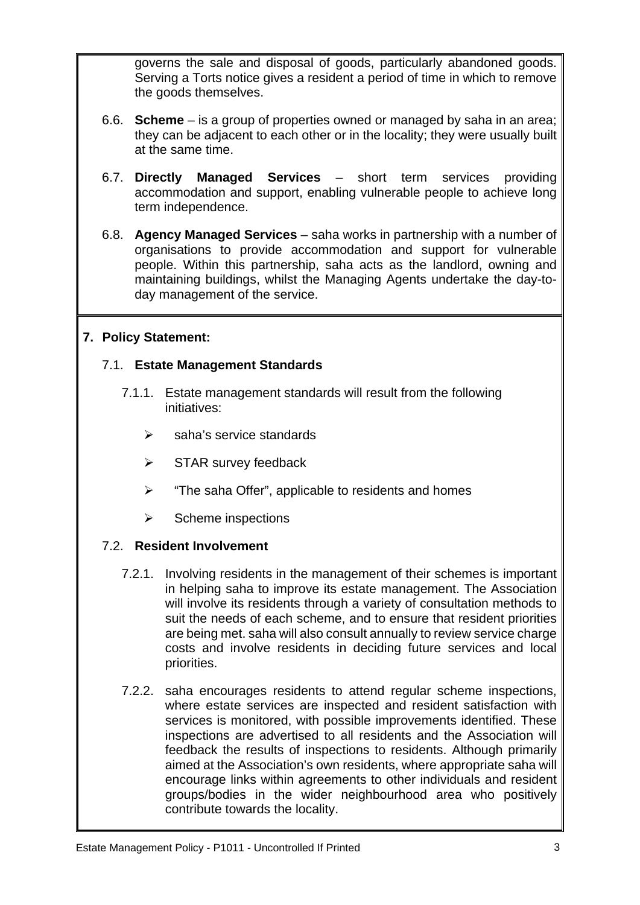governs the sale and disposal of goods, particularly abandoned goods. Serving a Torts notice gives a resident a period of time in which to remove the goods themselves.

6.6. **Scheme** – is a group of properties owned or managed by saha in an area; they can be adjacent to each other or in the locality; they were usually built at the same time.

6.7. **Directly Managed Services** – short term services providing accommodation and support, enabling vulnerable people to achieve long term independence.

6.8. **Agency Managed Services** – saha works in partnership with a number of organisations to provide accommodation and support for vulnerable people. Within this partnership, saha acts as the landlord, owning and maintaining buildings, whilst the Managing Agents undertake the day-to-day management of the service.

## 7. Policy Statement:

### 7.1. Estate Management Standards

7.1.1. Estate management standards will result from the following initiatives:

- saha's service standards
- STAR survey feedback
- "The saha Offer", applicable to residents and homes
- Scheme inspections

### 7.2. Resident Involvement

7.2.1. Involving residents in the management of their schemes is important in helping saha to improve its estate management. The Association will involve its residents through a variety of consultation methods to suit the needs of each scheme, and to ensure that resident priorities are being met. saha will also consult annually to review service charge costs and involve residents in deciding future services and local priorities.

7.2.2. saha encourages residents to attend regular scheme inspections, where estate services are inspected and resident satisfaction with services is monitored, with possible improvements identified. These inspections are advertised to all residents and the Association will feedback the results of inspections to residents. Although primarily aimed at the Association's own residents, where appropriate saha will encourage links within agreements to other individuals and resident groups/bodies in the wider neighbourhood area who positively contribute towards the locality.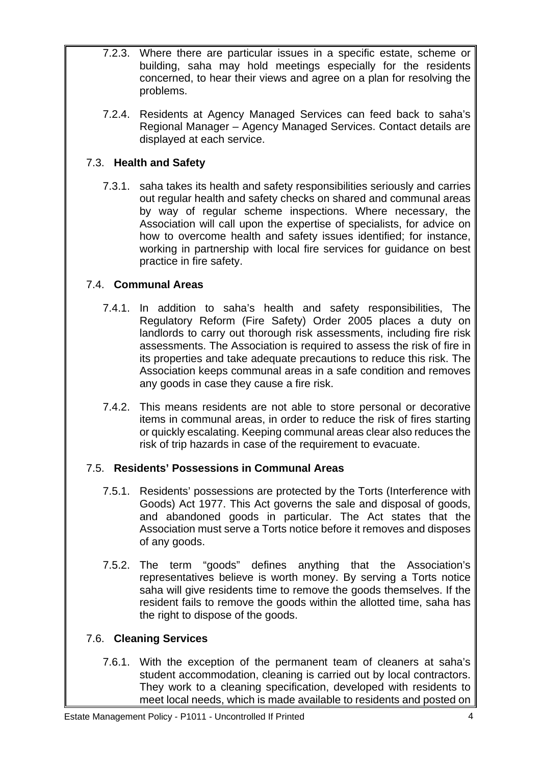7.2.3. Where there are particular issues in a specific estate, scheme or building, saha may hold meetings especially for the residents concerned, to hear their views and agree on a plan for resolving the problems.

7.2.4. Residents at Agency Managed Services can feed back to saha's Regional Manager – Agency Managed Services. Contact details are displayed at each service.

## 7.3. Health and Safety

7.3.1. saha takes its health and safety responsibilities seriously and carries out regular health and safety checks on shared and communal areas by way of regular scheme inspections. Where necessary, the Association will call upon the expertise of specialists, for advice on how to overcome health and safety issues identified; for instance, working in partnership with local fire services for guidance on best practice in fire safety.

## 7.4. Communal Areas

7.4.1. In addition to saha's health and safety responsibilities, The Regulatory Reform (Fire Safety) Order 2005 places a duty on landlords to carry out thorough risk assessments, including fire risk assessments. The Association is required to assess the risk of fire in its properties and take adequate precautions to reduce this risk. The Association keeps communal areas in a safe condition and removes any goods in case they cause a fire risk.

7.4.2. This means residents are not able to store personal or decorative items in communal areas, in order to reduce the risk of fires starting or quickly escalating. Keeping communal areas clear also reduces the risk of trip hazards in case of the requirement to evacuate.

## 7.5. Residents' Possessions in Communal Areas

7.5.1. Residents' possessions are protected by the Torts (Interference with Goods) Act 1977. This Act governs the sale and disposal of goods, and abandoned goods in particular. The Act states that the Association must serve a Torts notice before it removes and disposes of any goods.

7.5.2. The term "goods" defines anything that the Association's representatives believe is worth money. By serving a Torts notice saha will give residents time to remove the goods themselves. If the resident fails to remove the goods within the allotted time, saha has the right to dispose of the goods.

## 7.6. Cleaning Services

7.6.1. With the exception of the permanent team of cleaners at saha's student accommodation, cleaning is carried out by local contractors. They work to a cleaning specification, developed with residents to meet local needs, which is made available to residents and posted on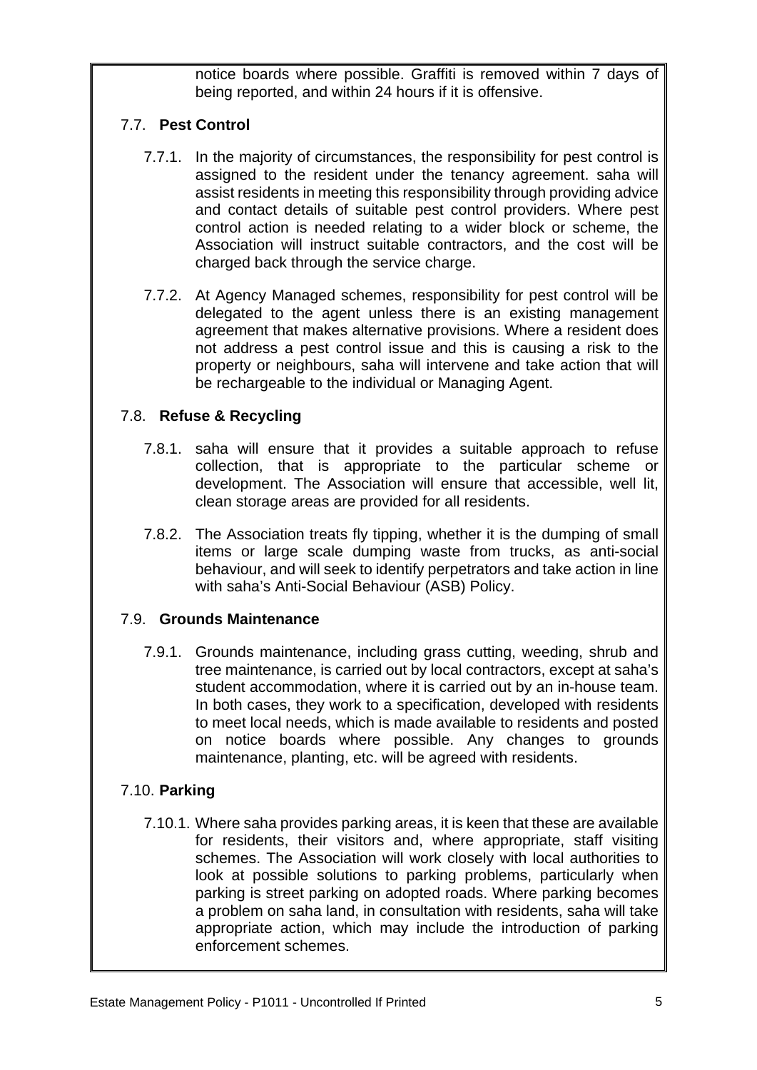notice boards where possible. Graffiti is removed within 7 days of being reported, and within 24 hours if it is offensive.

### 7.7. Pest Control

7.7.1. In the majority of circumstances, the responsibility for pest control is assigned to the resident under the tenancy agreement. saha will assist residents in meeting this responsibility through providing advice and contact details of suitable pest control providers. Where pest control action is needed relating to a wider block or scheme, the Association will instruct suitable contractors, and the cost will be charged back through the service charge.

7.7.2. At Agency Managed schemes, responsibility for pest control will be delegated to the agent unless there is an existing management agreement that makes alternative provisions. Where a resident does not address a pest control issue and this is causing a risk to the property or neighbours, saha will intervene and take action that will be rechargeable to the individual or Managing Agent.

### 7.8. Refuse & Recycling

7.8.1. saha will ensure that it provides a suitable approach to refuse collection, that is appropriate to the particular scheme or development. The Association will ensure that accessible, well lit, clean storage areas are provided for all residents.

7.8.2. The Association treats fly tipping, whether it is the dumping of small items or large scale dumping waste from trucks, as anti-social behaviour, and will seek to identify perpetrators and take action in line with saha's Anti-Social Behaviour (ASB) Policy.

### 7.9. Grounds Maintenance

7.9.1. Grounds maintenance, including grass cutting, weeding, shrub and tree maintenance, is carried out by local contractors, except at saha's student accommodation, where it is carried out by an in-house team. In both cases, they work to a specification, developed with residents to meet local needs, which is made available to residents and posted on notice boards where possible. Any changes to grounds maintenance, planting, etc. will be agreed with residents.

### 7.10. Parking

7.10.1. Where saha provides parking areas, it is keen that these are available for residents, their visitors and, where appropriate, staff visiting schemes. The Association will work closely with local authorities to look at possible solutions to parking problems, particularly when parking is street parking on adopted roads. Where parking becomes a problem on saha land, in consultation with residents, saha will take appropriate action, which may include the introduction of parking enforcement schemes.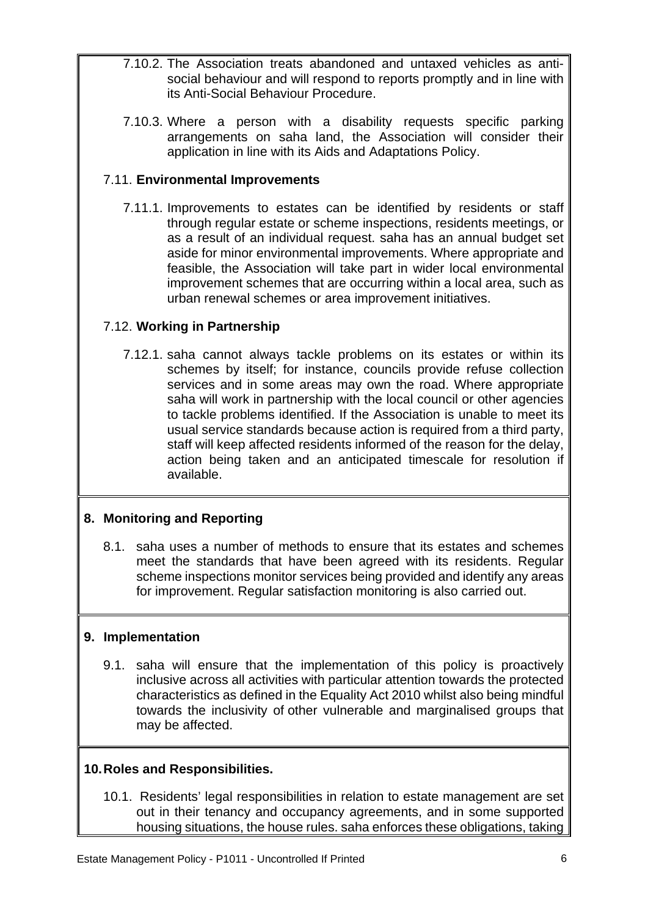7.10.2. The Association treats abandoned and untaxed vehicles as anti-social behaviour and will respond to reports promptly and in line with its Anti-Social Behaviour Procedure.

7.10.3. Where a person with a disability requests specific parking arrangements on saha land, the Association will consider their application in line with its Aids and Adaptations Policy.

### 7.11. **Environmental Improvements**

7.11.1. Improvements to estates can be identified by residents or staff through regular estate or scheme inspections, residents meetings, or as a result of an individual request. saha has an annual budget set aside for minor environmental improvements. Where appropriate and feasible, the Association will take part in wider local environmental improvement schemes that are occurring within a local area, such as urban renewal schemes or area improvement initiatives.

### 7.12. **Working in Partnership**

7.12.1. saha cannot always tackle problems on its estates or within its schemes by itself; for instance, councils provide refuse collection services and in some areas may own the road. Where appropriate saha will work in partnership with the local council or other agencies to tackle problems identified. If the Association is unable to meet its usual service standards because action is required from a third party, staff will keep affected residents informed of the reason for the delay, action being taken and an anticipated timescale for resolution if available.

## 8. Monitoring and Reporting

8.1. saha uses a number of methods to ensure that its estates and schemes meet the standards that have been agreed with its residents. Regular scheme inspections monitor services being provided and identify any areas for improvement. Regular satisfaction monitoring is also carried out.

## 9. Implementation

9.1. saha will ensure that the implementation of this policy is proactively inclusive across all activities with particular attention towards the protected characteristics as defined in the Equality Act 2010 whilst also being mindful towards the inclusivity of other vulnerable and marginalised groups that may be affected.

## 10. Roles and Responsibilities.

10.1. Residents' legal responsibilities in relation to estate management are set out in their tenancy and occupancy agreements, and in some supported housing situations, the house rules. saha enforces these obligations, taking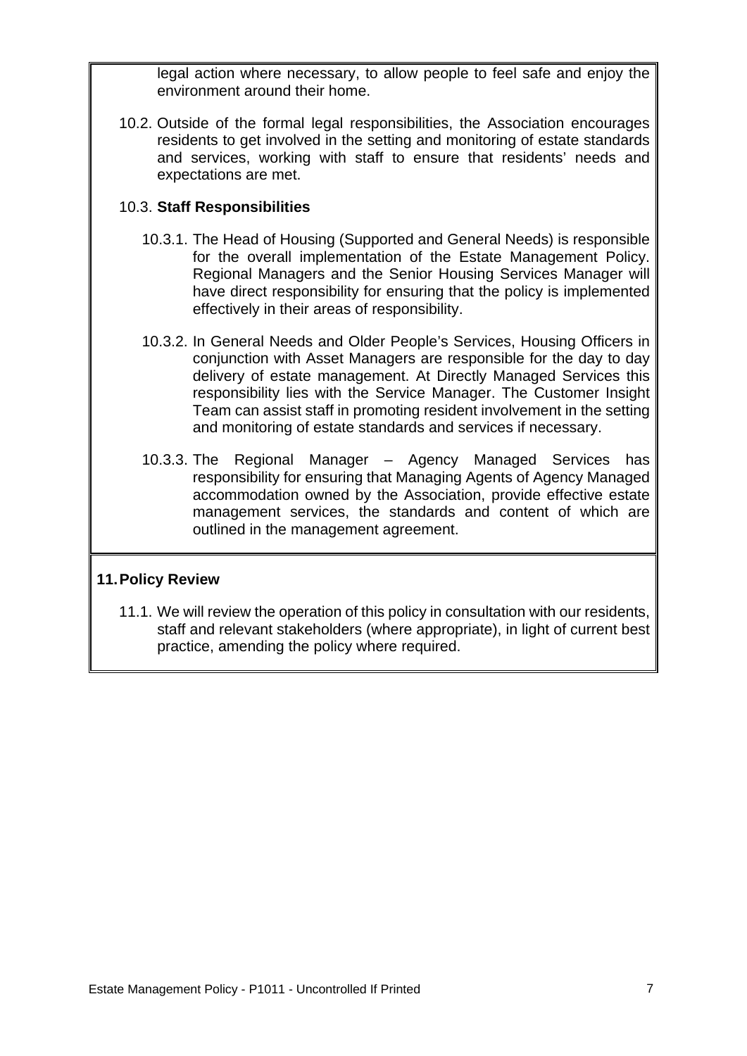legal action where necessary, to allow people to feel safe and enjoy the environment around their home.

10.2. Outside of the formal legal responsibilities, the Association encourages residents to get involved in the setting and monitoring of estate standards and services, working with staff to ensure that residents' needs and expectations are met.

10.3. **Staff Responsibilities**

10.3.1. The Head of Housing (Supported and General Needs) is responsible for the overall implementation of the Estate Management Policy. Regional Managers and the Senior Housing Services Manager will have direct responsibility for ensuring that the policy is implemented effectively in their areas of responsibility.

10.3.2. In General Needs and Older People's Services, Housing Officers in conjunction with Asset Managers are responsible for the day to day delivery of estate management. At Directly Managed Services this responsibility lies with the Service Manager. The Customer Insight Team can assist staff in promoting resident involvement in the setting and monitoring of estate standards and services if necessary.

10.3.3. The Regional Manager – Agency Managed Services has responsibility for ensuring that Managing Agents of Agency Managed accommodation owned by the Association, provide effective estate management services, the standards and content of which are outlined in the management agreement.

## 11. Policy Review

11.1. We will review the operation of this policy in consultation with our residents, staff and relevant stakeholders (where appropriate), in light of current best practice, amending the policy where required.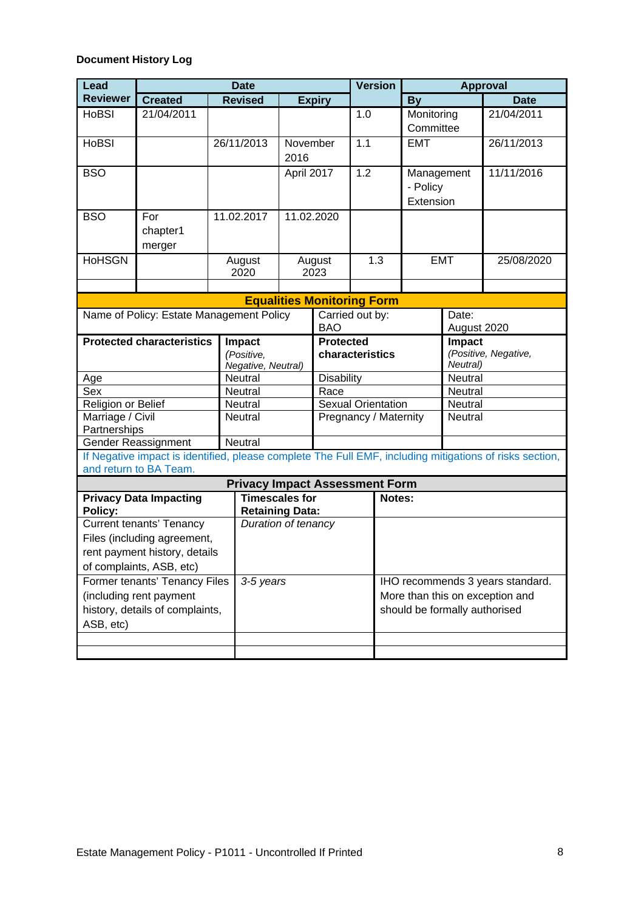**Document History Log**

| Lead Reviewer | Date | | | Version | Approval | |
|---|---|---|---|---|---|---|
| | Created | Revised | Expiry | | By | Date |
| HoBSI | 21/04/2011 | | | 1.0 | Monitoring Committee | 21/04/2011 |
| HoBSI | | 26/11/2013 | November 2016 | 1.1 | EMT | 26/11/2013 |
| BSO | | | April 2017 | 1.2 | Management - Policy Extension | 11/11/2016 |
| BSO | For chapter1 merger | 11.02.2017 | 11.02.2020 | | | |
| HoHSGN | | August 2020 | August 2023 | 1.3 | EMT | 25/08/2020 |
| | | | | | | |

**Equalities Monitoring Form**

| Name of Policy: Estate Management Policy | | Carried out by: BAO | Date: August 2020 |
|---|---|---|---|
| **Protected characteristics** | **Impact** *(Positive, Negative, Neutral)* | **Protected characteristics** | **Impact** *(Positive, Negative, Neutral)* |
| Age | Neutral | Disability | Neutral |
| Sex | Neutral | Race | Neutral |
| Religion or Belief | Neutral | Sexual Orientation | Neutral |
| Marriage / Civil Partnerships | Neutral | Pregnancy / Maternity | Neutral |
| Gender Reassignment | Neutral | | |

If Negative impact is identified, please complete The Full EMF, including mitigations of risks section, and return to BA Team.

**Privacy Impact Assessment Form**

| Privacy Data Impacting Policy: | Timescales for Retaining Data: | Notes: |
|---|---|---|
| Current tenants' Tenancy Files (including agreement, rent payment history, details of complaints, ASB, etc) | *Duration of tenancy* | |
| Former tenants' Tenancy Files (including rent payment history, details of complaints, ASB, etc) | *3-5 years* | IHO recommends 3 years standard. More than this on exception and should be formally authorised |
| | | |
| | | |